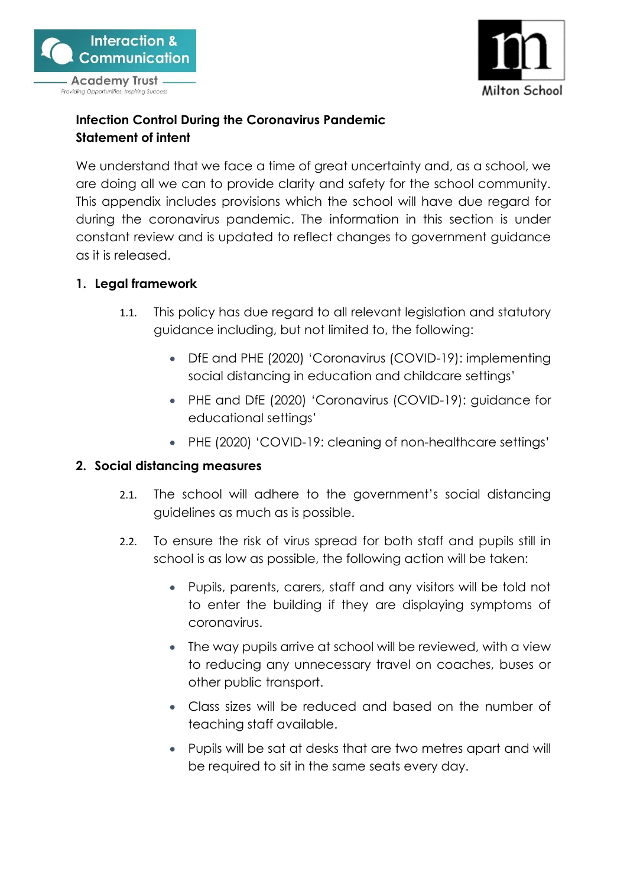Interaction & Communication Academy Trust — Providing Opportunities, Inspiring Success

Milton School

**Infection Control During the Coronavirus Pandemic**
**Statement of intent**

We understand that we face a time of great uncertainty and, as a school, we are doing all we can to provide clarity and safety for the school community. This appendix includes provisions which the school will have due regard for during the coronavirus pandemic. The information in this section is under constant review and is updated to reflect changes to government guidance as it is released.

## 1. Legal framework

1.1. This policy has due regard to all relevant legislation and statutory guidance including, but not limited to, the following:

- DfE and PHE (2020) 'Coronavirus (COVID-19): implementing social distancing in education and childcare settings'
- PHE and DfE (2020) 'Coronavirus (COVID-19): guidance for educational settings'
- PHE (2020) 'COVID-19: cleaning of non-healthcare settings'

## 2. Social distancing measures

2.1. The school will adhere to the government's social distancing guidelines as much as is possible.

2.2. To ensure the risk of virus spread for both staff and pupils still in school is as low as possible, the following action will be taken:

- Pupils, parents, carers, staff and any visitors will be told not to enter the building if they are displaying symptoms of coronavirus.
- The way pupils arrive at school will be reviewed, with a view to reducing any unnecessary travel on coaches, buses or other public transport.
- Class sizes will be reduced and based on the number of teaching staff available.
- Pupils will be sat at desks that are two metres apart and will be required to sit in the same seats every day.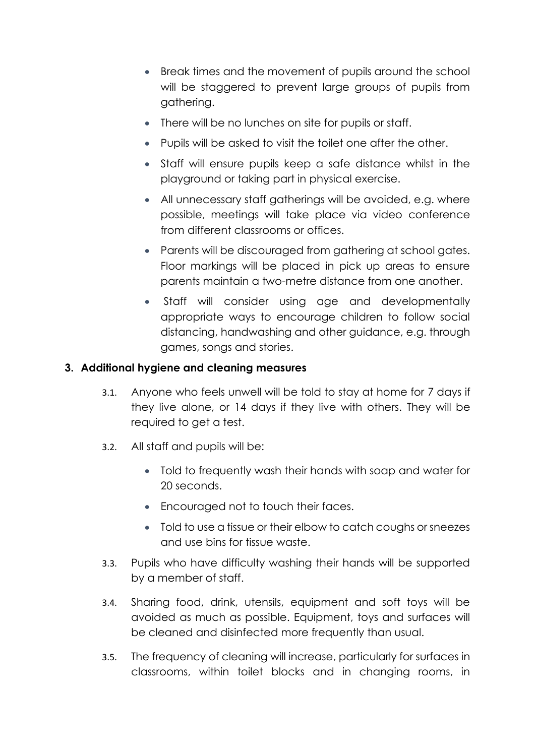- Break times and the movement of pupils around the school will be staggered to prevent large groups of pupils from gathering.
- There will be no lunches on site for pupils or staff.
- Pupils will be asked to visit the toilet one after the other.
- Staff will ensure pupils keep a safe distance whilst in the playground or taking part in physical exercise.
- All unnecessary staff gatherings will be avoided, e.g. where possible, meetings will take place via video conference from different classrooms or offices.
- Parents will be discouraged from gathering at school gates. Floor markings will be placed in pick up areas to ensure parents maintain a two-metre distance from one another.
- Staff will consider using age and developmentally appropriate ways to encourage children to follow social distancing, handwashing and other guidance, e.g. through games, songs and stories.

## 3. Additional hygiene and cleaning measures

3.1. Anyone who feels unwell will be told to stay at home for 7 days if they live alone, or 14 days if they live with others. They will be required to get a test.

3.2. All staff and pupils will be:

- Told to frequently wash their hands with soap and water for 20 seconds.
- Encouraged not to touch their faces.
- Told to use a tissue or their elbow to catch coughs or sneezes and use bins for tissue waste.

3.3. Pupils who have difficulty washing their hands will be supported by a member of staff.

3.4. Sharing food, drink, utensils, equipment and soft toys will be avoided as much as possible. Equipment, toys and surfaces will be cleaned and disinfected more frequently than usual.

3.5. The frequency of cleaning will increase, particularly for surfaces in classrooms, within toilet blocks and in changing rooms, in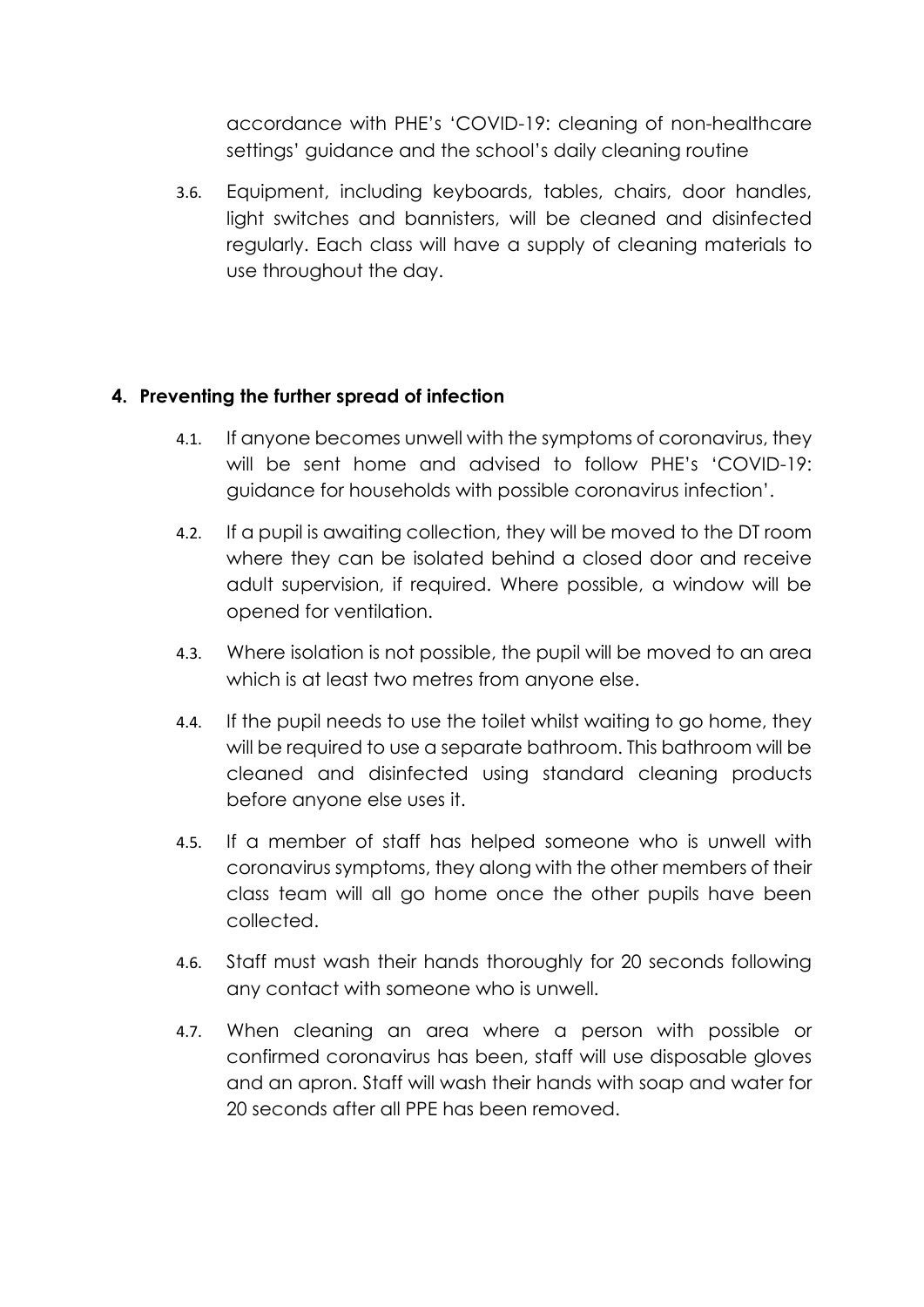accordance with PHE's 'COVID-19: cleaning of non-healthcare settings' guidance and the school's daily cleaning routine

3.6. Equipment, including keyboards, tables, chairs, door handles, light switches and bannisters, will be cleaned and disinfected regularly. Each class will have a supply of cleaning materials to use throughout the day.

## 4. Preventing the further spread of infection

4.1. If anyone becomes unwell with the symptoms of coronavirus, they will be sent home and advised to follow PHE's 'COVID-19: guidance for households with possible coronavirus infection'.

4.2. If a pupil is awaiting collection, they will be moved to the DT room where they can be isolated behind a closed door and receive adult supervision, if required. Where possible, a window will be opened for ventilation.

4.3. Where isolation is not possible, the pupil will be moved to an area which is at least two metres from anyone else.

4.4. If the pupil needs to use the toilet whilst waiting to go home, they will be required to use a separate bathroom. This bathroom will be cleaned and disinfected using standard cleaning products before anyone else uses it.

4.5. If a member of staff has helped someone who is unwell with coronavirus symptoms, they along with the other members of their class team will all go home once the other pupils have been collected.

4.6. Staff must wash their hands thoroughly for 20 seconds following any contact with someone who is unwell.

4.7. When cleaning an area where a person with possible or confirmed coronavirus has been, staff will use disposable gloves and an apron. Staff will wash their hands with soap and water for 20 seconds after all PPE has been removed.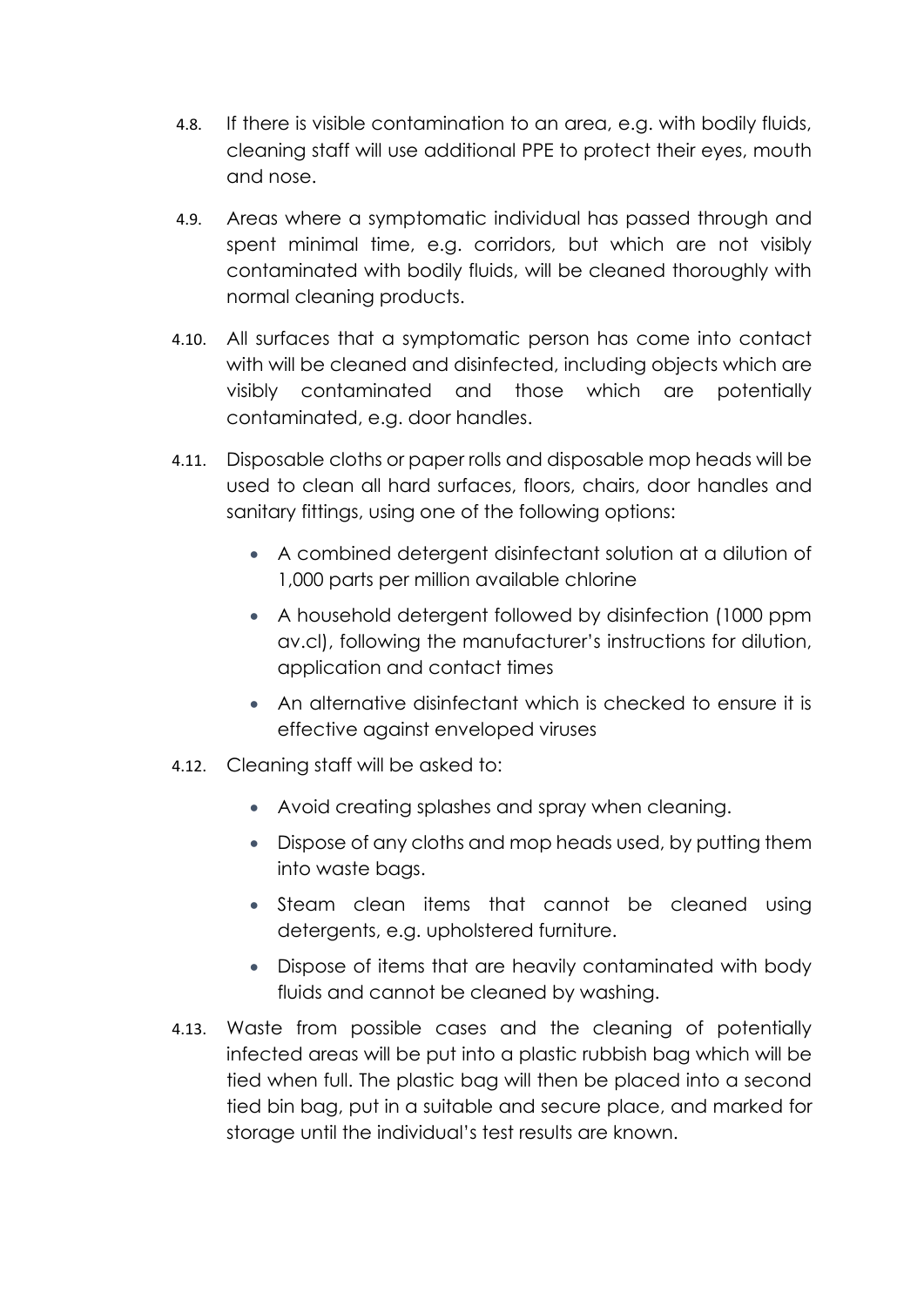4.8. If there is visible contamination to an area, e.g. with bodily fluids, cleaning staff will use additional PPE to protect their eyes, mouth and nose.

4.9. Areas where a symptomatic individual has passed through and spent minimal time, e.g. corridors, but which are not visibly contaminated with bodily fluids, will be cleaned thoroughly with normal cleaning products.

4.10. All surfaces that a symptomatic person has come into contact with will be cleaned and disinfected, including objects which are visibly contaminated and those which are potentially contaminated, e.g. door handles.

4.11. Disposable cloths or paper rolls and disposable mop heads will be used to clean all hard surfaces, floors, chairs, door handles and sanitary fittings, using one of the following options:

- A combined detergent disinfectant solution at a dilution of 1,000 parts per million available chlorine
- A household detergent followed by disinfection (1000 ppm av.cl), following the manufacturer's instructions for dilution, application and contact times
- An alternative disinfectant which is checked to ensure it is effective against enveloped viruses

4.12. Cleaning staff will be asked to:

- Avoid creating splashes and spray when cleaning.
- Dispose of any cloths and mop heads used, by putting them into waste bags.
- Steam clean items that cannot be cleaned using detergents, e.g. upholstered furniture.
- Dispose of items that are heavily contaminated with body fluids and cannot be cleaned by washing.

4.13. Waste from possible cases and the cleaning of potentially infected areas will be put into a plastic rubbish bag which will be tied when full. The plastic bag will then be placed into a second tied bin bag, put in a suitable and secure place, and marked for storage until the individual's test results are known.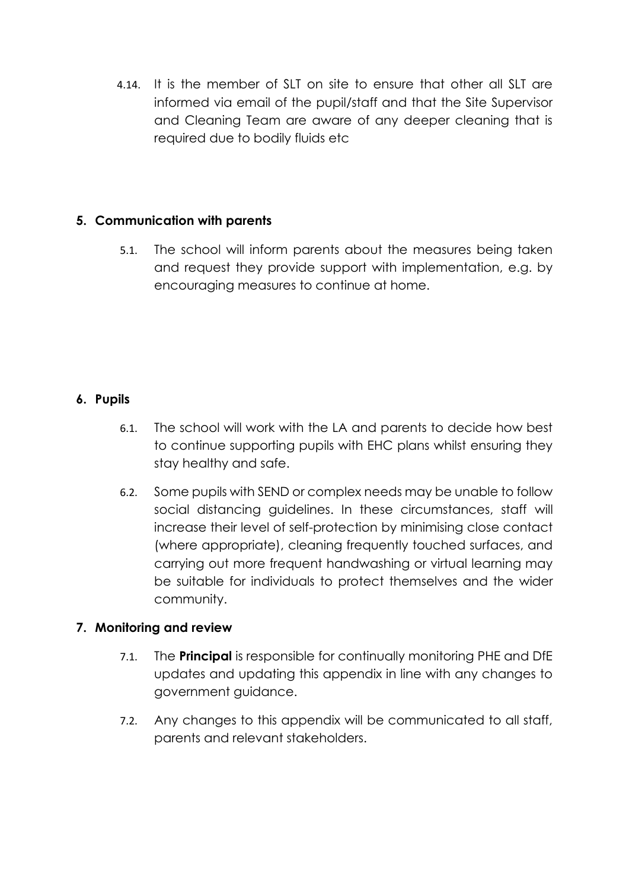4.14. It is the member of SLT on site to ensure that other all SLT are informed via email of the pupil/staff and that the Site Supervisor and Cleaning Team are aware of any deeper cleaning that is required due to bodily fluids etc

## 5. Communication with parents

5.1. The school will inform parents about the measures being taken and request they provide support with implementation, e.g. by encouraging measures to continue at home.

## 6. Pupils

6.1. The school will work with the LA and parents to decide how best to continue supporting pupils with EHC plans whilst ensuring they stay healthy and safe.

6.2. Some pupils with SEND or complex needs may be unable to follow social distancing guidelines. In these circumstances, staff will increase their level of self-protection by minimising close contact (where appropriate), cleaning frequently touched surfaces, and carrying out more frequent handwashing or virtual learning may be suitable for individuals to protect themselves and the wider community.

## 7. Monitoring and review

7.1. The **Principal** is responsible for continually monitoring PHE and DfE updates and updating this appendix in line with any changes to government guidance.

7.2. Any changes to this appendix will be communicated to all staff, parents and relevant stakeholders.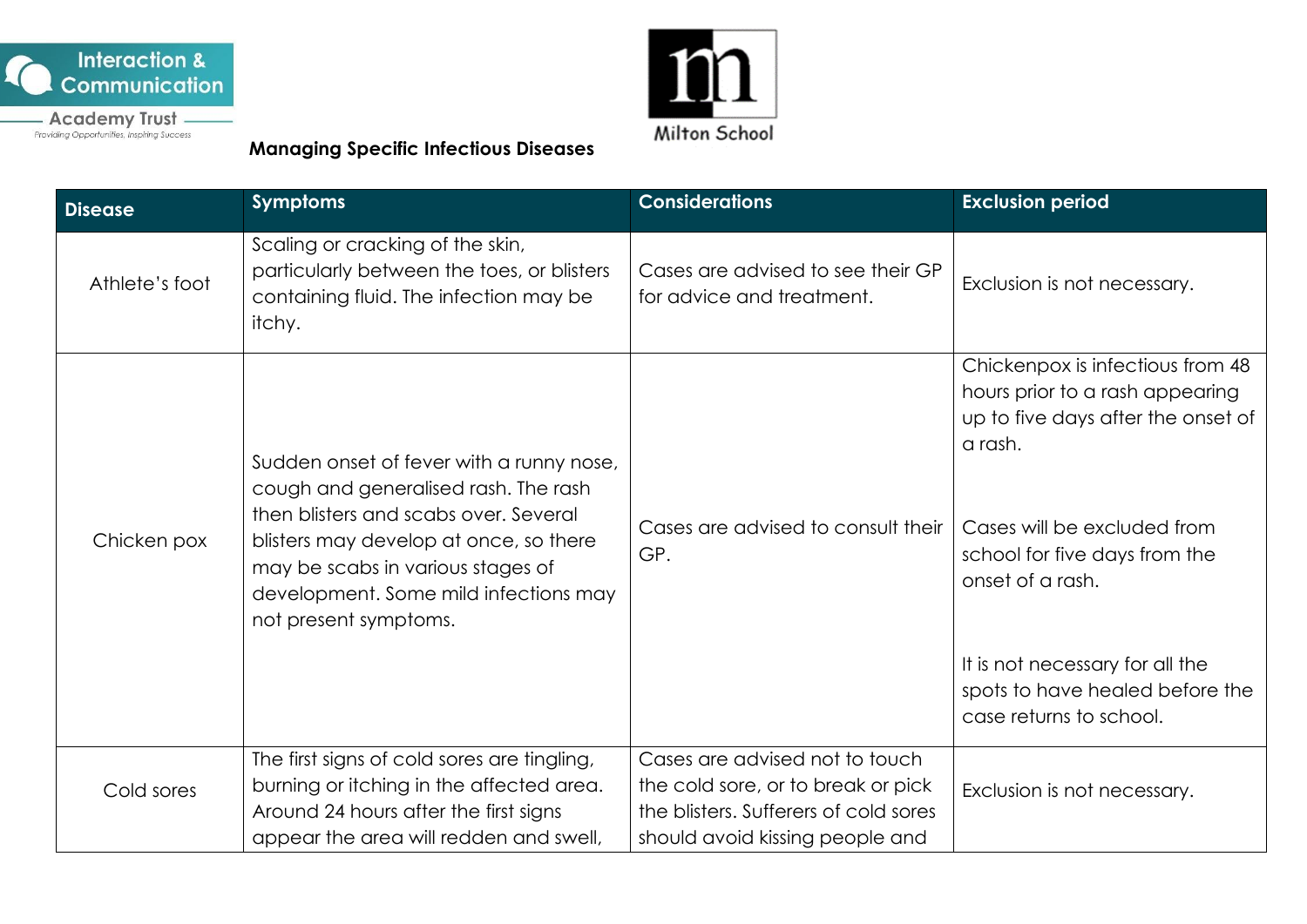**Managing Specific Infectious Diseases**

| Disease | Symptoms | Considerations | Exclusion period |
| --- | --- | --- | --- |
| Athlete's foot | Scaling or cracking of the skin, particularly between the toes, or blisters containing fluid. The infection may be itchy. | Cases are advised to see their GP for advice and treatment. | Exclusion is not necessary. |
| Chicken pox | Sudden onset of fever with a runny nose, cough and generalised rash. The rash then blisters and scabs over. Several blisters may develop at once, so there may be scabs in various stages of development. Some mild infections may not present symptoms. | Cases are advised to consult their GP. | Chickenpox is infectious from 48 hours prior to a rash appearing up to five days after the onset of a rash.<br><br>Cases will be excluded from school for five days from the onset of a rash.<br><br>It is not necessary for all the spots to have healed before the case returns to school. |
| Cold sores | The first signs of cold sores are tingling, burning or itching in the affected area. Around 24 hours after the first signs appear the area will redden and swell, | Cases are advised not to touch the cold sore, or to break or pick the blisters. Sufferers of cold sores should avoid kissing people and | Exclusion is not necessary. |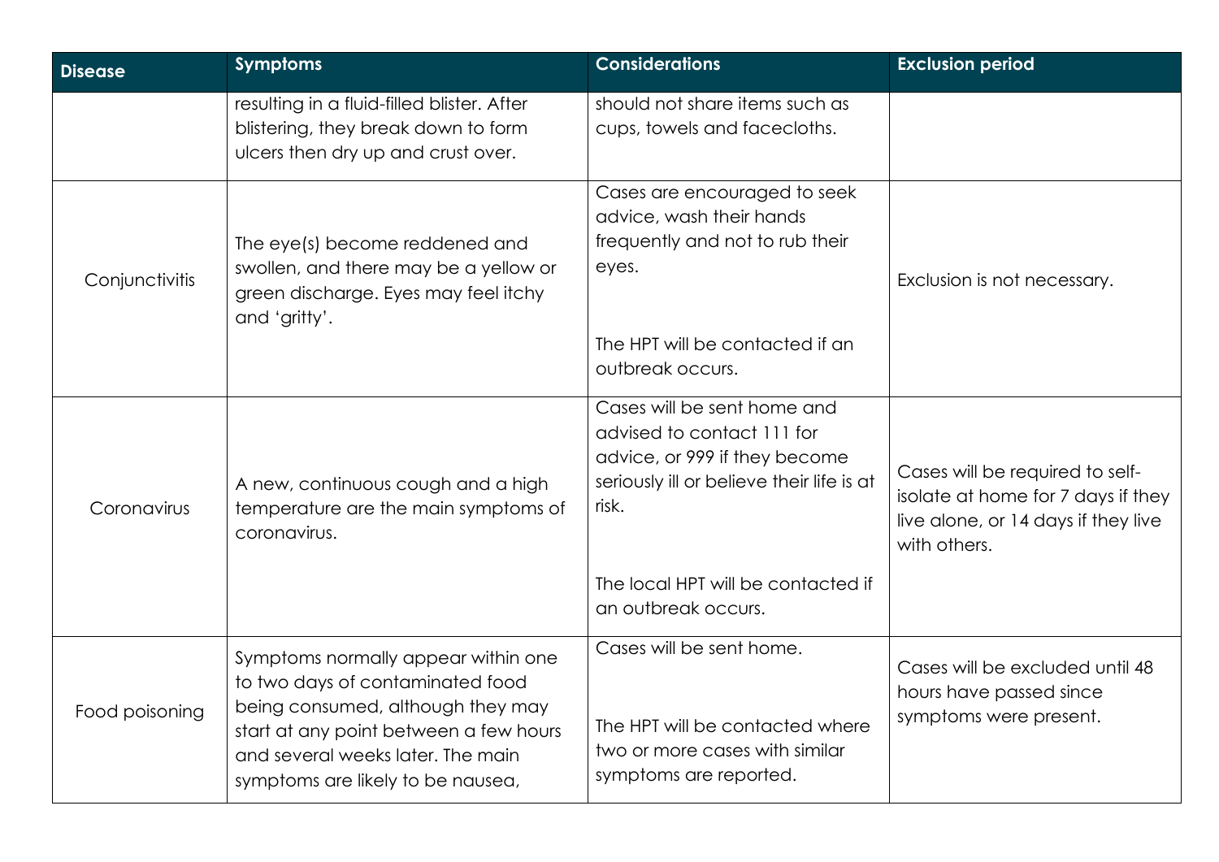| Disease | Symptoms | Considerations | Exclusion period |
|---|---|---|---|
| | resulting in a fluid-filled blister. After blistering, they break down to form ulcers then dry up and crust over. | should not share items such as cups, towels and facecloths. | |
| Conjunctivitis | The eye(s) become reddened and swollen, and there may be a yellow or green discharge. Eyes may feel itchy and 'gritty'. | Cases are encouraged to seek advice, wash their hands frequently and not to rub their eyes.<br><br>The HPT will be contacted if an outbreak occurs. | Exclusion is not necessary. |
| Coronavirus | A new, continuous cough and a high temperature are the main symptoms of coronavirus. | Cases will be sent home and advised to contact 111 for advice, or 999 if they become seriously ill or believe their life is at risk.<br><br>The local HPT will be contacted if an outbreak occurs. | Cases will be required to self-isolate at home for 7 days if they live alone, or 14 days if they live with others. |
| Food poisoning | Symptoms normally appear within one to two days of contaminated food being consumed, although they may start at any point between a few hours and several weeks later. The main symptoms are likely to be nausea, | Cases will be sent home.<br><br>The HPT will be contacted where two or more cases with similar symptoms are reported. | Cases will be excluded until 48 hours have passed since symptoms were present. |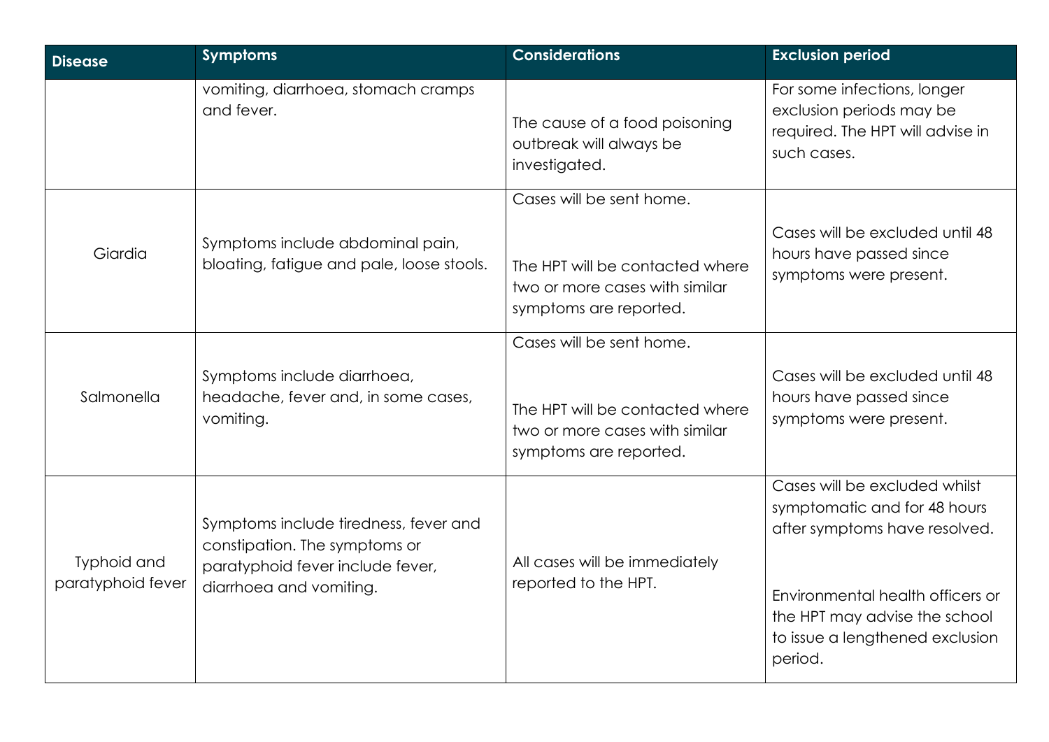| Disease | Symptoms | Considerations | Exclusion period |
|---|---|---|---|
| | vomiting, diarrhoea, stomach cramps and fever. | The cause of a food poisoning outbreak will always be investigated. | For some infections, longer exclusion periods may be required. The HPT will advise in such cases. |
| Giardia | Symptoms include abdominal pain, bloating, fatigue and pale, loose stools. | Cases will be sent home.<br><br>The HPT will be contacted where two or more cases with similar symptoms are reported. | Cases will be excluded until 48 hours have passed since symptoms were present. |
| Salmonella | Symptoms include diarrhoea, headache, fever and, in some cases, vomiting. | Cases will be sent home.<br><br>The HPT will be contacted where two or more cases with similar symptoms are reported. | Cases will be excluded until 48 hours have passed since symptoms were present. |
| Typhoid and paratyphoid fever | Symptoms include tiredness, fever and constipation. The symptoms or paratyphoid fever include fever, diarrhoea and vomiting. | All cases will be immediately reported to the HPT. | Cases will be excluded whilst symptomatic and for 48 hours after symptoms have resolved.<br><br>Environmental health officers or the HPT may advise the school to issue a lengthened exclusion period. |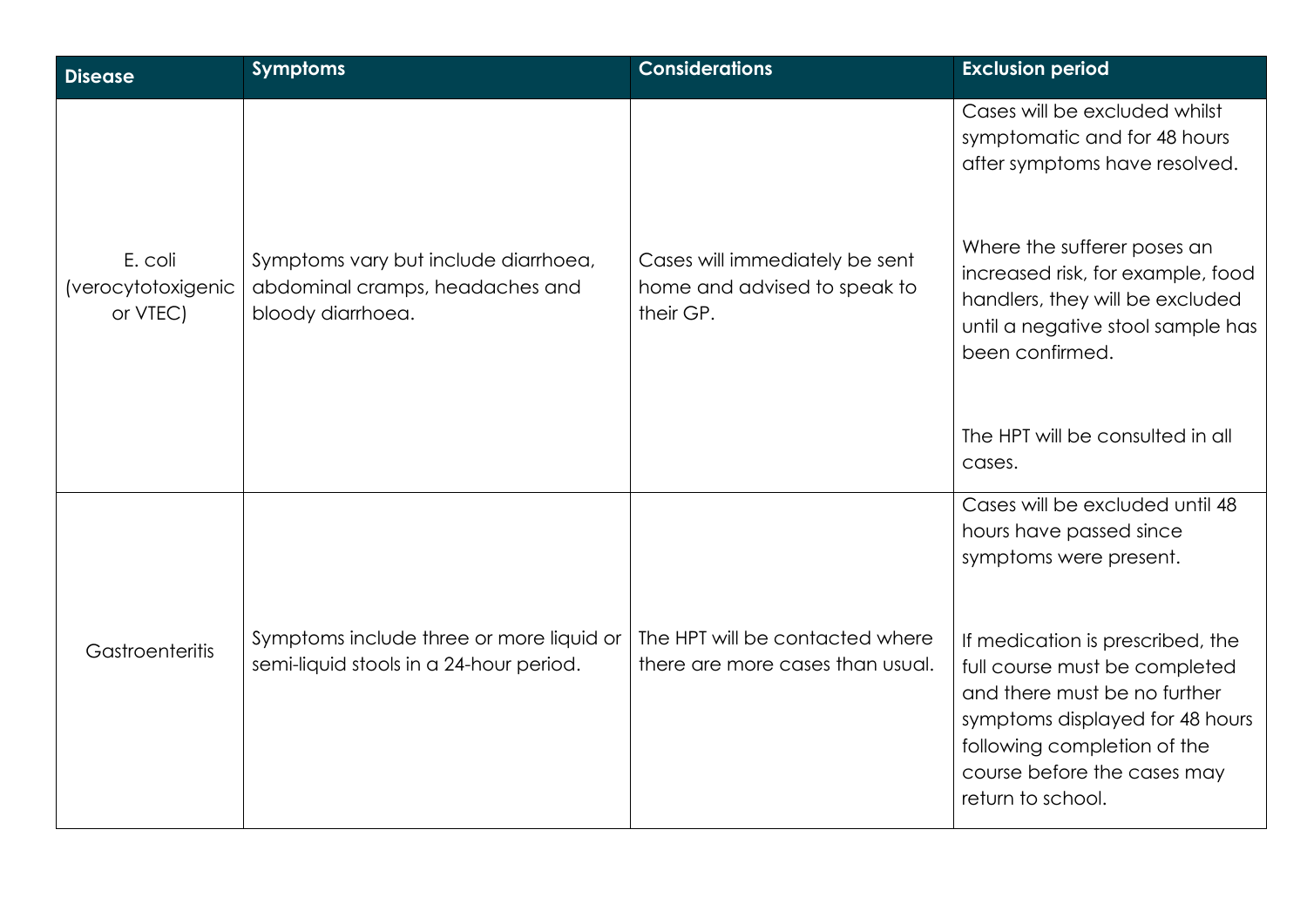| Disease | Symptoms | Considerations | Exclusion period |
| --- | --- | --- | --- |
| E. coli (verocytotoxigenic or VTEC) | Symptoms vary but include diarrhoea, abdominal cramps, headaches and bloody diarrhoea. | Cases will immediately be sent home and advised to speak to their GP. | Cases will be excluded whilst symptomatic and for 48 hours after symptoms have resolved.<br><br>Where the sufferer poses an increased risk, for example, food handlers, they will be excluded until a negative stool sample has been confirmed.<br><br>The HPT will be consulted in all cases. |
| Gastroenteritis | Symptoms include three or more liquid or semi-liquid stools in a 24-hour period. | The HPT will be contacted where there are more cases than usual. | Cases will be excluded until 48 hours have passed since symptoms were present.<br><br>If medication is prescribed, the full course must be completed and there must be no further symptoms displayed for 48 hours following completion of the course before the cases may return to school. |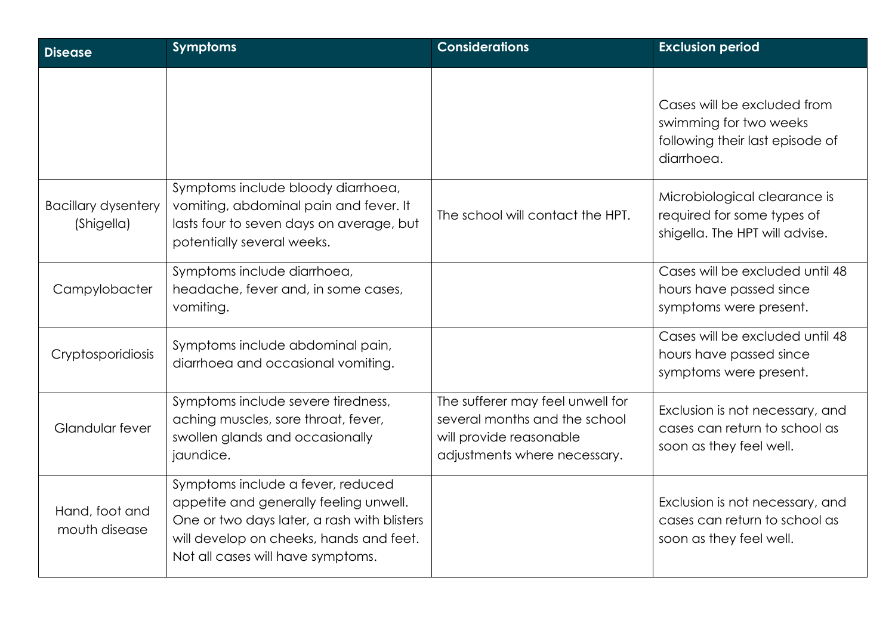| Disease | Symptoms | Considerations | Exclusion period |
|---|---|---|---|
| | | | Cases will be excluded from swimming for two weeks following their last episode of diarrhoea. |
| Bacillary dysentery (Shigella) | Symptoms include bloody diarrhoea, vomiting, abdominal pain and fever. It lasts four to seven days on average, but potentially several weeks. | The school will contact the HPT. | Microbiological clearance is required for some types of shigella. The HPT will advise. |
| Campylobacter | Symptoms include diarrhoea, headache, fever and, in some cases, vomiting. | | Cases will be excluded until 48 hours have passed since symptoms were present. |
| Cryptosporidiosis | Symptoms include abdominal pain, diarrhoea and occasional vomiting. | | Cases will be excluded until 48 hours have passed since symptoms were present. |
| Glandular fever | Symptoms include severe tiredness, aching muscles, sore throat, fever, swollen glands and occasionally jaundice. | The sufferer may feel unwell for several months and the school will provide reasonable adjustments where necessary. | Exclusion is not necessary, and cases can return to school as soon as they feel well. |
| Hand, foot and mouth disease | Symptoms include a fever, reduced appetite and generally feeling unwell. One or two days later, a rash with blisters will develop on cheeks, hands and feet. Not all cases will have symptoms. | | Exclusion is not necessary, and cases can return to school as soon as they feel well. |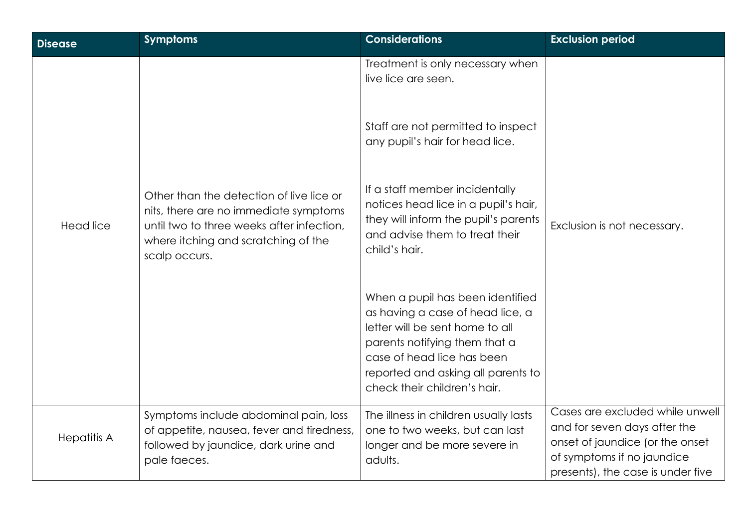| Disease | Symptoms | Considerations | Exclusion period |
|---|---|---|---|
| Head lice | Other than the detection of live lice or nits, there are no immediate symptoms until two to three weeks after infection, where itching and scratching of the scalp occurs. | Treatment is only necessary when live lice are seen.<br><br>Staff are not permitted to inspect any pupil's hair for head lice.<br><br>If a staff member incidentally notices head lice in a pupil's hair, they will inform the pupil's parents and advise them to treat their child's hair.<br><br>When a pupil has been identified as having a case of head lice, a letter will be sent home to all parents notifying them that a case of head lice has been reported and asking all parents to check their children's hair. | Exclusion is not necessary. |
| Hepatitis A | Symptoms include abdominal pain, loss of appetite, nausea, fever and tiredness, followed by jaundice, dark urine and pale faeces. | The illness in children usually lasts one to two weeks, but can last longer and be more severe in adults. | Cases are excluded while unwell and for seven days after the onset of jaundice (or the onset of symptoms if no jaundice presents), the case is under five |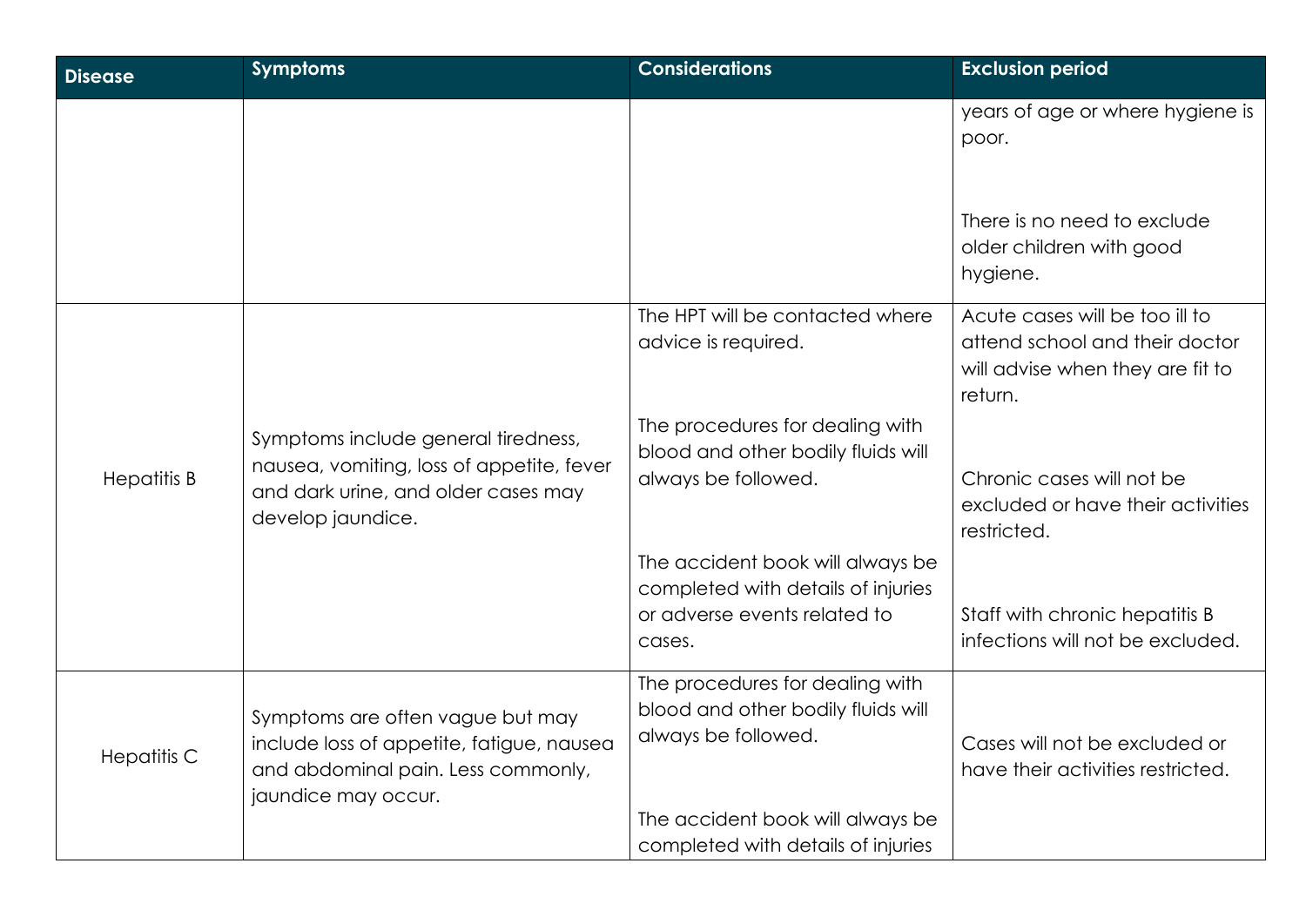| Disease | Symptoms | Considerations | Exclusion period |
| --- | --- | --- | --- |
| | | | years of age or where hygiene is poor. There is no need to exclude older children with good hygiene. |
| Hepatitis B | Symptoms include general tiredness, nausea, vomiting, loss of appetite, fever and dark urine, and older cases may develop jaundice. | The HPT will be contacted where advice is required. The procedures for dealing with blood and other bodily fluids will always be followed. The accident book will always be completed with details of injuries or adverse events related to cases. | Acute cases will be too ill to attend school and their doctor will advise when they are fit to return. Chronic cases will not be excluded or have their activities restricted. Staff with chronic hepatitis B infections will not be excluded. |
| Hepatitis C | Symptoms are often vague but may include loss of appetite, fatigue, nausea and abdominal pain. Less commonly, jaundice may occur. | The procedures for dealing with blood and other bodily fluids will always be followed. The accident book will always be completed with details of injuries | Cases will not be excluded or have their activities restricted. |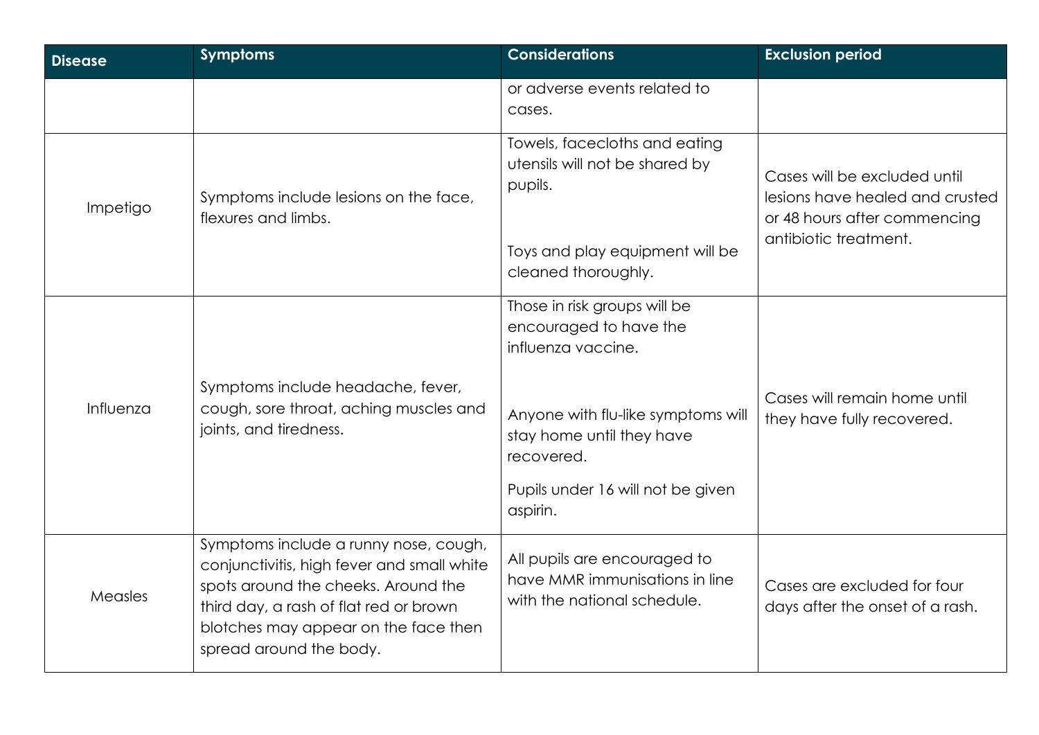| Disease | Symptoms | Considerations | Exclusion period |
|---|---|---|---|
| | | or adverse events related to cases. | |
| Impetigo | Symptoms include lesions on the face, flexures and limbs. | Towels, facecloths and eating utensils will not be shared by pupils.<br><br>Toys and play equipment will be cleaned thoroughly. | Cases will be excluded until lesions have healed and crusted or 48 hours after commencing antibiotic treatment. |
| Influenza | Symptoms include headache, fever, cough, sore throat, aching muscles and joints, and tiredness. | Those in risk groups will be encouraged to have the influenza vaccine.<br><br>Anyone with flu-like symptoms will stay home until they have recovered.<br><br>Pupils under 16 will not be given aspirin. | Cases will remain home until they have fully recovered. |
| Measles | Symptoms include a runny nose, cough, conjunctivitis, high fever and small white spots around the cheeks. Around the third day, a rash of flat red or brown blotches may appear on the face then spread around the body. | All pupils are encouraged to have MMR immunisations in line with the national schedule. | Cases are excluded for four days after the onset of a rash. |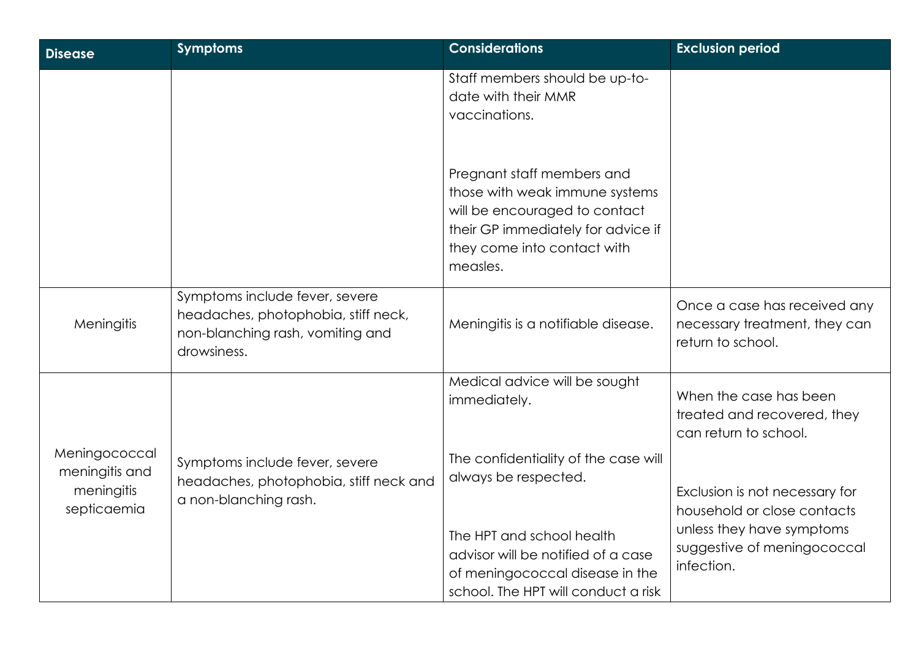| Disease | Symptoms | Considerations | Exclusion period |
| --- | --- | --- | --- |
| | | Staff members should be up-to-date with their MMR vaccinations.<br><br>Pregnant staff members and those with weak immune systems will be encouraged to contact their GP immediately for advice if they come into contact with measles. | |
| Meningitis | Symptoms include fever, severe headaches, photophobia, stiff neck, non-blanching rash, vomiting and drowsiness. | Meningitis is a notifiable disease. | Once a case has received any necessary treatment, they can return to school. |
| Meningococcal meningitis and meningitis septicaemia | Symptoms include fever, severe headaches, photophobia, stiff neck and a non-blanching rash. | Medical advice will be sought immediately.<br><br>The confidentiality of the case will always be respected.<br><br>The HPT and school health advisor will be notified of a case of meningococcal disease in the school. The HPT will conduct a risk | When the case has been treated and recovered, they can return to school.<br><br>Exclusion is not necessary for household or close contacts unless they have symptoms suggestive of meningococcal infection. |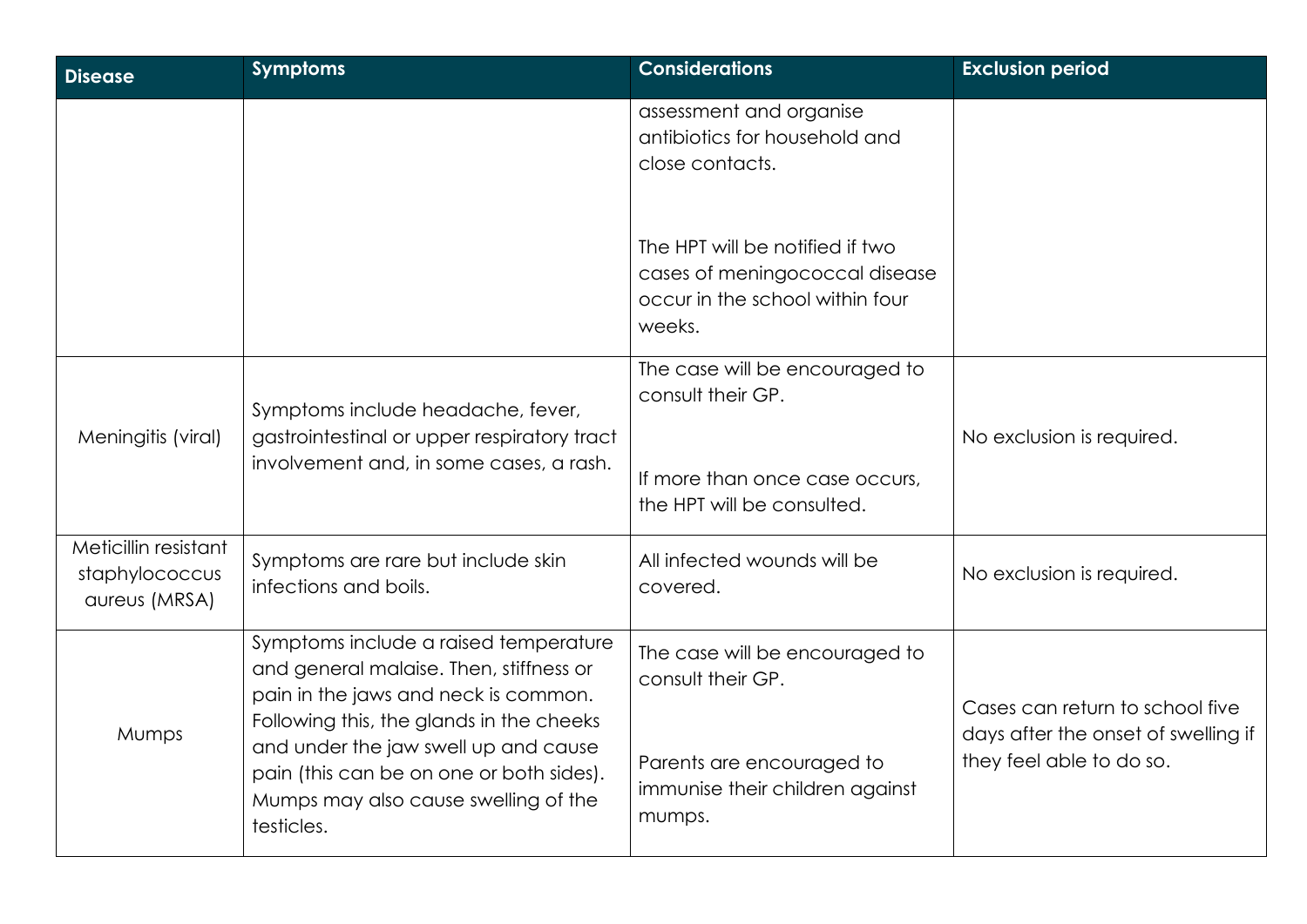| Disease | Symptoms | Considerations | Exclusion period |
|---|---|---|---|
| | | assessment and organise antibiotics for household and close contacts.<br><br>The HPT will be notified if two cases of meningococcal disease occur in the school within four weeks. | |
| Meningitis (viral) | Symptoms include headache, fever, gastrointestinal or upper respiratory tract involvement and, in some cases, a rash. | The case will be encouraged to consult their GP.<br><br>If more than once case occurs, the HPT will be consulted. | No exclusion is required. |
| Meticillin resistant staphylococcus aureus (MRSA) | Symptoms are rare but include skin infections and boils. | All infected wounds will be covered. | No exclusion is required. |
| Mumps | Symptoms include a raised temperature and general malaise. Then, stiffness or pain in the jaws and neck is common. Following this, the glands in the cheeks and under the jaw swell up and cause pain (this can be on one or both sides). Mumps may also cause swelling of the testicles. | The case will be encouraged to consult their GP.<br><br>Parents are encouraged to immunise their children against mumps. | Cases can return to school five days after the onset of swelling if they feel able to do so. |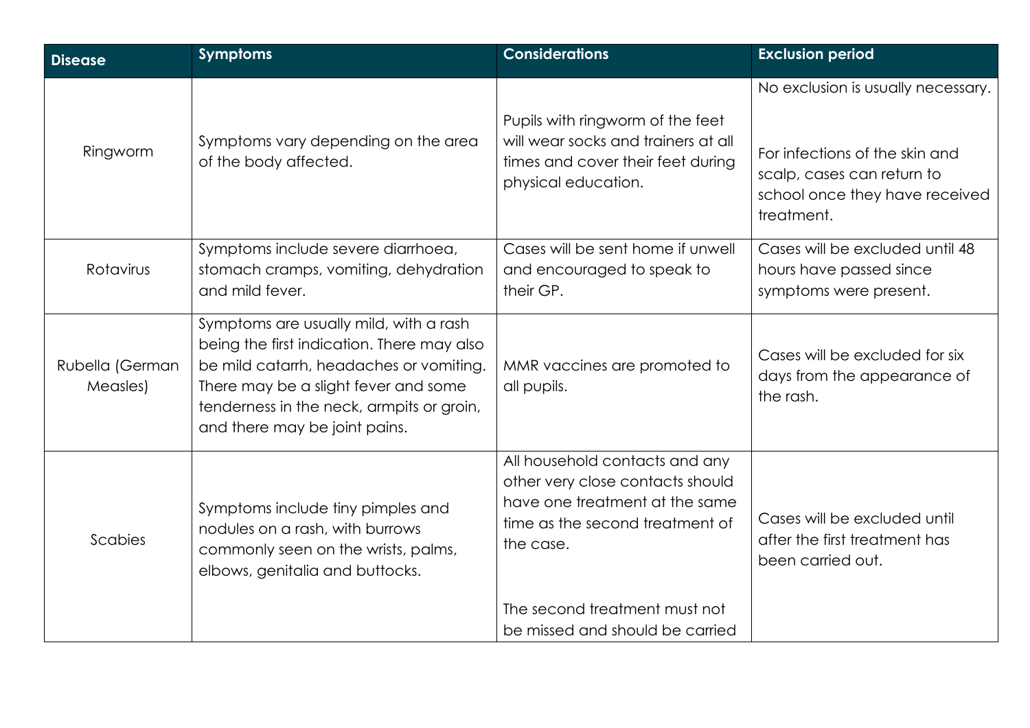| Disease | Symptoms | Considerations | Exclusion period |
| --- | --- | --- | --- |
| Ringworm | Symptoms vary depending on the area of the body affected. | Pupils with ringworm of the feet will wear socks and trainers at all times and cover their feet during physical education. | No exclusion is usually necessary.<br><br>For infections of the skin and scalp, cases can return to school once they have received treatment. |
| Rotavirus | Symptoms include severe diarrhoea, stomach cramps, vomiting, dehydration and mild fever. | Cases will be sent home if unwell and encouraged to speak to their GP. | Cases will be excluded until 48 hours have passed since symptoms were present. |
| Rubella (German Measles) | Symptoms are usually mild, with a rash being the first indication. There may also be mild catarrh, headaches or vomiting. There may be a slight fever and some tenderness in the neck, armpits or groin, and there may be joint pains. | MMR vaccines are promoted to all pupils. | Cases will be excluded for six days from the appearance of the rash. |
| Scabies | Symptoms include tiny pimples and nodules on a rash, with burrows commonly seen on the wrists, palms, elbows, genitalia and buttocks. | All household contacts and any other very close contacts should have one treatment at the same time as the second treatment of the case.<br><br>The second treatment must not be missed and should be carried | Cases will be excluded until after the first treatment has been carried out. |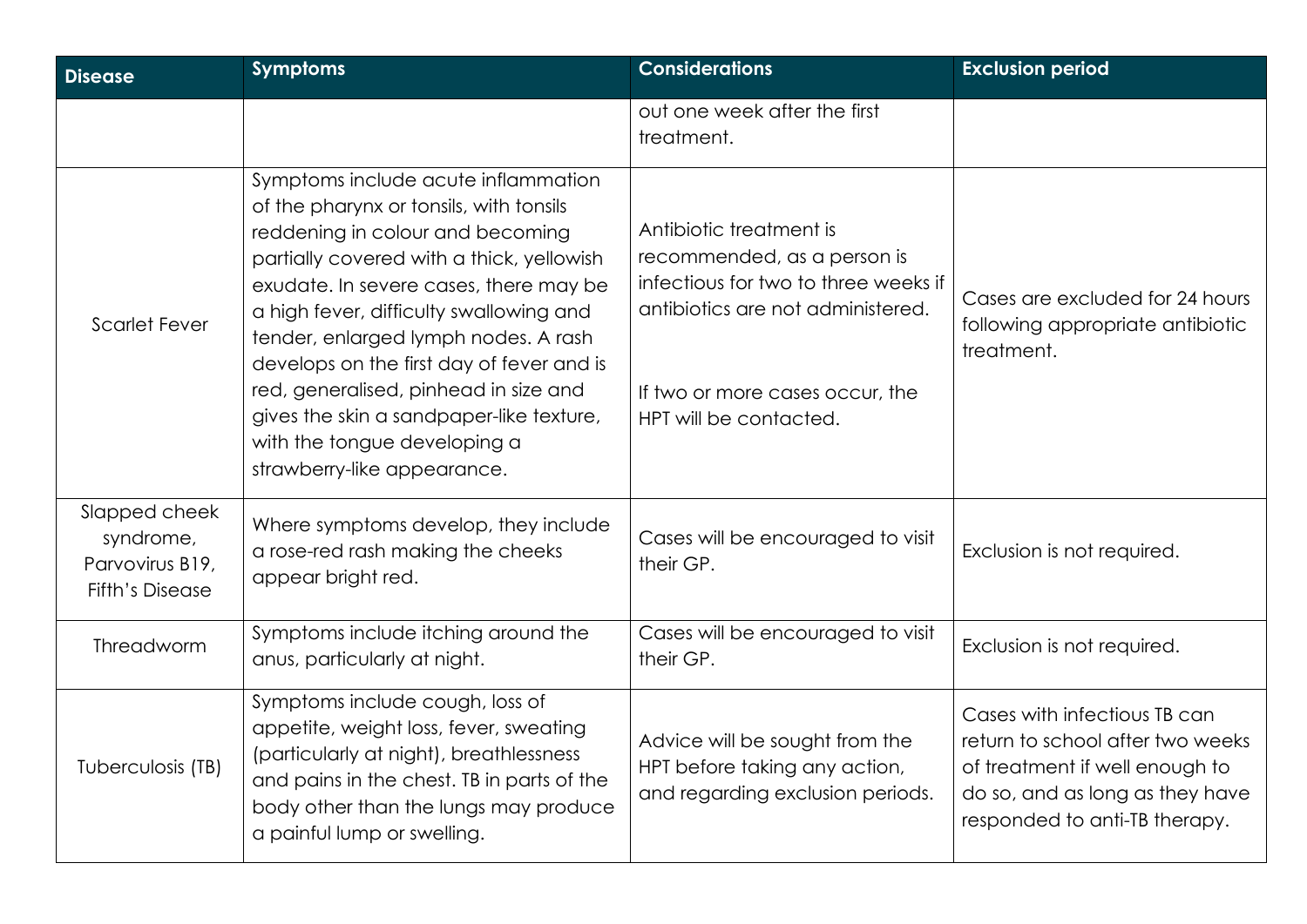| Disease | Symptoms | Considerations | Exclusion period |
|---|---|---|---|
| | | out one week after the first treatment. | |
| Scarlet Fever | Symptoms include acute inflammation of the pharynx or tonsils, with tonsils reddening in colour and becoming partially covered with a thick, yellowish exudate. In severe cases, there may be a high fever, difficulty swallowing and tender, enlarged lymph nodes. A rash develops on the first day of fever and is red, generalised, pinhead in size and gives the skin a sandpaper-like texture, with the tongue developing a strawberry-like appearance. | Antibiotic treatment is recommended, as a person is infectious for two to three weeks if antibiotics are not administered.<br><br>If two or more cases occur, the HPT will be contacted. | Cases are excluded for 24 hours following appropriate antibiotic treatment. |
| Slapped cheek syndrome, Parvovirus B19, Fifth's Disease | Where symptoms develop, they include a rose-red rash making the cheeks appear bright red. | Cases will be encouraged to visit their GP. | Exclusion is not required. |
| Threadworm | Symptoms include itching around the anus, particularly at night. | Cases will be encouraged to visit their GP. | Exclusion is not required. |
| Tuberculosis (TB) | Symptoms include cough, loss of appetite, weight loss, fever, sweating (particularly at night), breathlessness and pains in the chest. TB in parts of the body other than the lungs may produce a painful lump or swelling. | Advice will be sought from the HPT before taking any action, and regarding exclusion periods. | Cases with infectious TB can return to school after two weeks of treatment if well enough to do so, and as long as they have responded to anti-TB therapy. |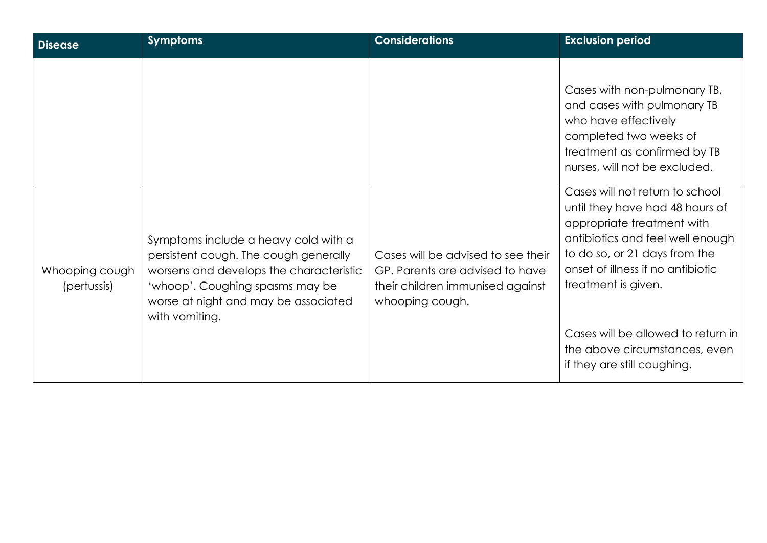| Disease | Symptoms | Considerations | Exclusion period |
| --- | --- | --- | --- |
| | | | Cases with non-pulmonary TB, and cases with pulmonary TB who have effectively completed two weeks of treatment as confirmed by TB nurses, will not be excluded. |
| Whooping cough (pertussis) | Symptoms include a heavy cold with a persistent cough. The cough generally worsens and develops the characteristic 'whoop'. Coughing spasms may be worse at night and may be associated with vomiting. | Cases will be advised to see their GP. Parents are advised to have their children immunised against whooping cough. | Cases will not return to school until they have had 48 hours of appropriate treatment with antibiotics and feel well enough to do so, or 21 days from the onset of illness if no antibiotic treatment is given.<br><br>Cases will be allowed to return in the above circumstances, even if they are still coughing. |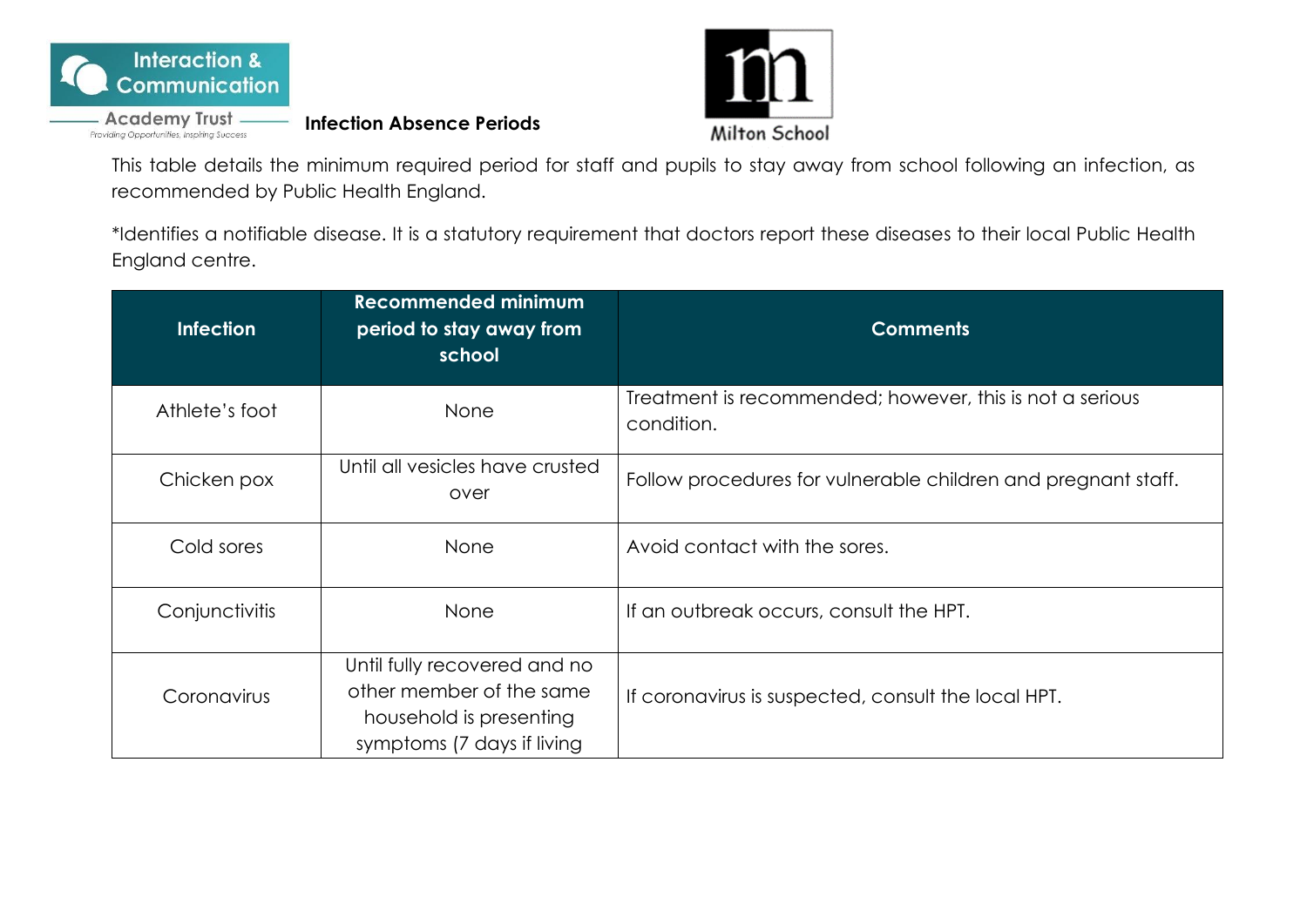**Infection Absence Periods**

This table details the minimum required period for staff and pupils to stay away from school following an infection, as recommended by Public Health England.

*Identifies a notifiable disease. It is a statutory requirement that doctors report these diseases to their local Public Health England centre.

| Infection | Recommended minimum period to stay away from school | Comments |
|---|---|---|
| Athlete's foot | None | Treatment is recommended; however, this is not a serious condition. |
| Chicken pox | Until all vesicles have crusted over | Follow procedures for vulnerable children and pregnant staff. |
| Cold sores | None | Avoid contact with the sores. |
| Conjunctivitis | None | If an outbreak occurs, consult the HPT. |
| Coronavirus | Until fully recovered and no other member of the same household is presenting symptoms (7 days if living | If coronavirus is suspected, consult the local HPT. |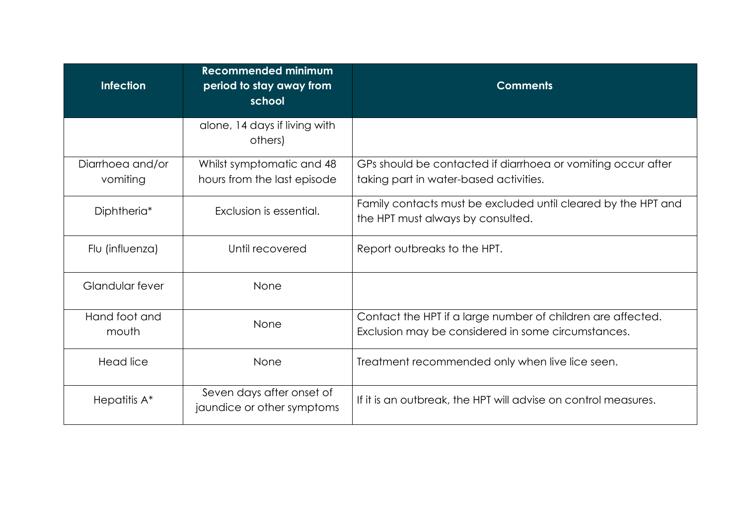| Infection | Recommended minimum period to stay away from school | Comments |
|---|---|---|
| | alone, 14 days if living with others) | |
| Diarrhoea and/or vomiting | Whilst symptomatic and 48 hours from the last episode | GPs should be contacted if diarrhoea or vomiting occur after taking part in water-based activities. |
| Diphtheria* | Exclusion is essential. | Family contacts must be excluded until cleared by the HPT and the HPT must always by consulted. |
| Flu (influenza) | Until recovered | Report outbreaks to the HPT. |
| Glandular fever | None | |
| Hand foot and mouth | None | Contact the HPT if a large number of children are affected. Exclusion may be considered in some circumstances. |
| Head lice | None | Treatment recommended only when live lice seen. |
| Hepatitis A* | Seven days after onset of jaundice or other symptoms | If it is an outbreak, the HPT will advise on control measures. |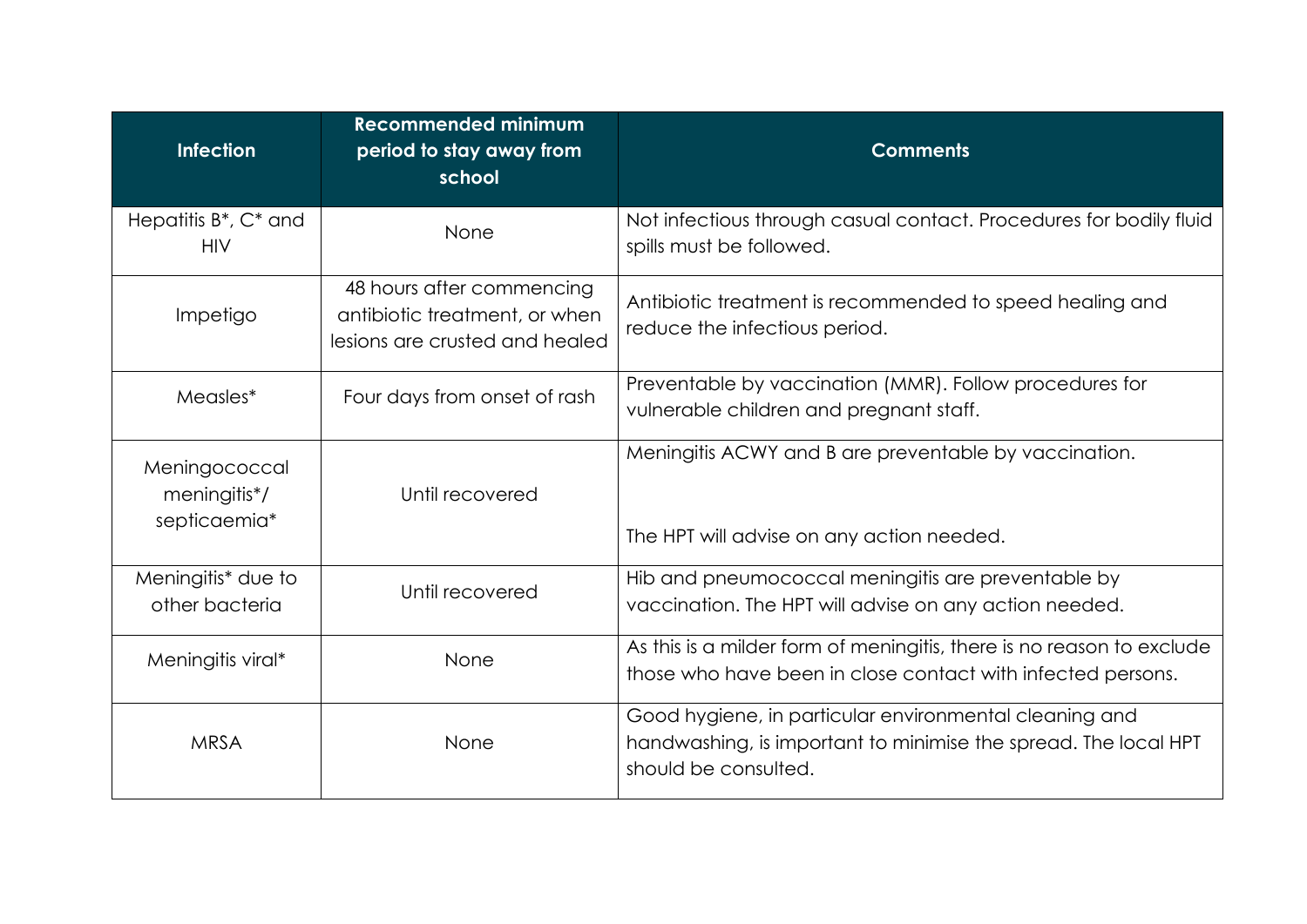| Infection | Recommended minimum period to stay away from school | Comments |
| --- | --- | --- |
| Hepatitis B*, C* and HIV | None | Not infectious through casual contact. Procedures for bodily fluid spills must be followed. |
| Impetigo | 48 hours after commencing antibiotic treatment, or when lesions are crusted and healed | Antibiotic treatment is recommended to speed healing and reduce the infectious period. |
| Measles* | Four days from onset of rash | Preventable by vaccination (MMR). Follow procedures for vulnerable children and pregnant staff. |
| Meningococcal meningitis*/ septicaemia* | Until recovered | Meningitis ACWY and B are preventable by vaccination.<br><br>The HPT will advise on any action needed. |
| Meningitis* due to other bacteria | Until recovered | Hib and pneumococcal meningitis are preventable by vaccination. The HPT will advise on any action needed. |
| Meningitis viral* | None | As this is a milder form of meningitis, there is no reason to exclude those who have been in close contact with infected persons. |
| MRSA | None | Good hygiene, in particular environmental cleaning and handwashing, is important to minimise the spread. The local HPT should be consulted. |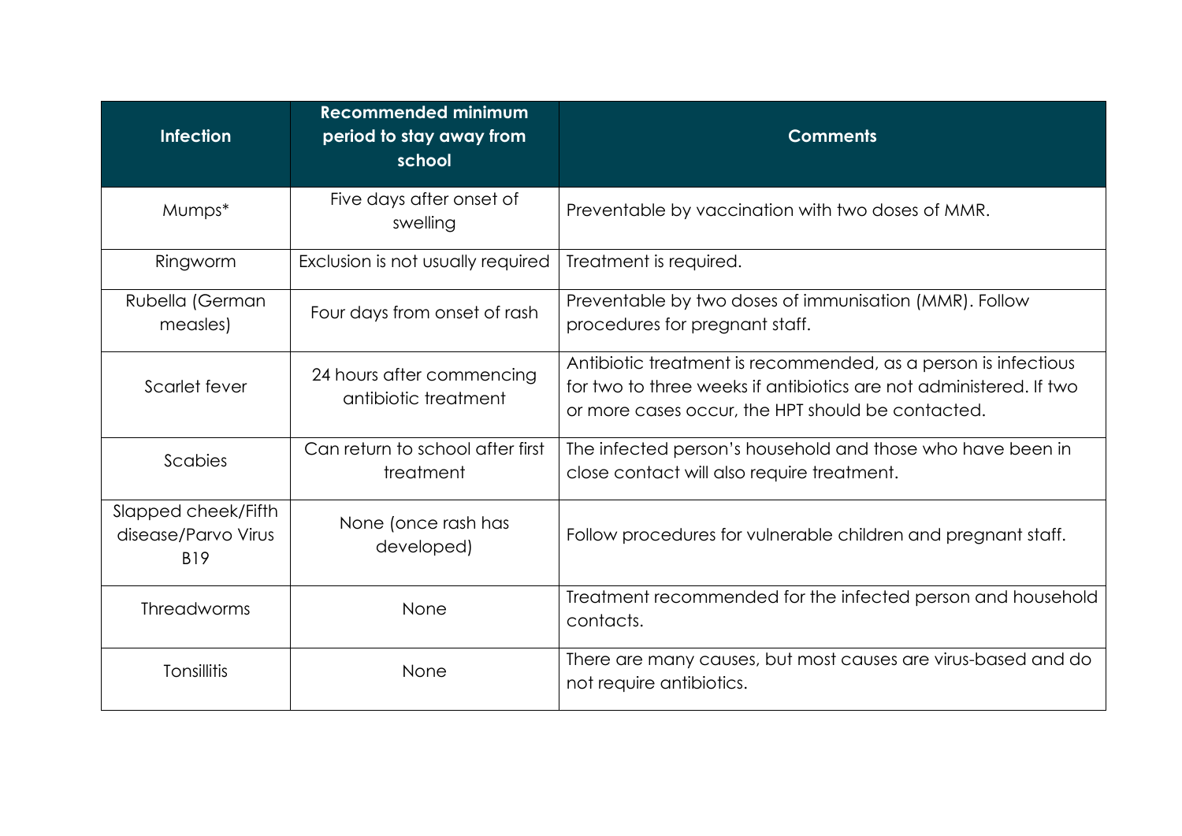| Infection | Recommended minimum period to stay away from school | Comments |
|---|---|---|
| Mumps* | Five days after onset of swelling | Preventable by vaccination with two doses of MMR. |
| Ringworm | Exclusion is not usually required | Treatment is required. |
| Rubella (German measles) | Four days from onset of rash | Preventable by two doses of immunisation (MMR). Follow procedures for pregnant staff. |
| Scarlet fever | 24 hours after commencing antibiotic treatment | Antibiotic treatment is recommended, as a person is infectious for two to three weeks if antibiotics are not administered. If two or more cases occur, the HPT should be contacted. |
| Scabies | Can return to school after first treatment | The infected person's household and those who have been in close contact will also require treatment. |
| Slapped cheek/Fifth disease/Parvo Virus B19 | None (once rash has developed) | Follow procedures for vulnerable children and pregnant staff. |
| Threadworms | None | Treatment recommended for the infected person and household contacts. |
| Tonsillitis | None | There are many causes, but most causes are virus-based and do not require antibiotics. |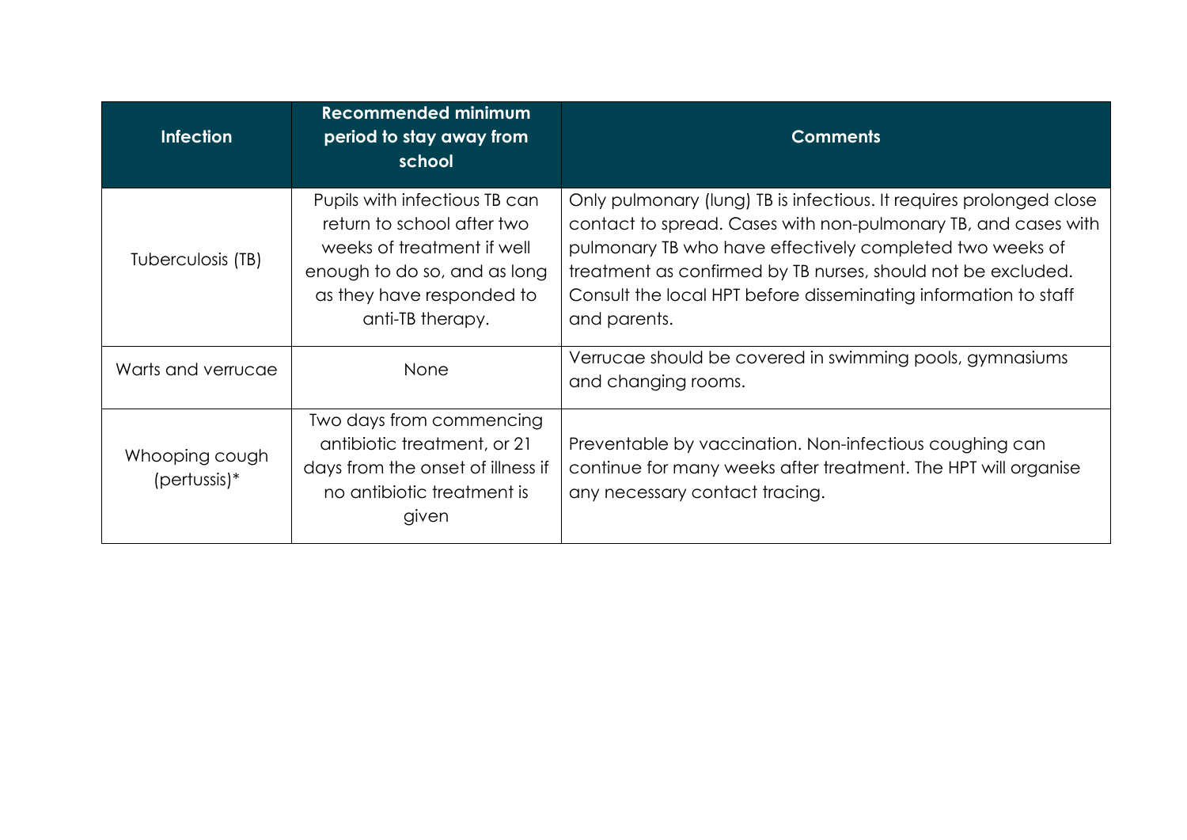| Infection | Recommended minimum period to stay away from school | Comments |
| --- | --- | --- |
| Tuberculosis (TB) | Pupils with infectious TB can return to school after two weeks of treatment if well enough to do so, and as long as they have responded to anti-TB therapy. | Only pulmonary (lung) TB is infectious. It requires prolonged close contact to spread. Cases with non-pulmonary TB, and cases with pulmonary TB who have effectively completed two weeks of treatment as confirmed by TB nurses, should not be excluded. Consult the local HPT before disseminating information to staff and parents. |
| Warts and verrucae | None | Verrucae should be covered in swimming pools, gymnasiums and changing rooms. |
| Whooping cough (pertussis)* | Two days from commencing antibiotic treatment, or 21 days from the onset of illness if no antibiotic treatment is given | Preventable by vaccination. Non-infectious coughing can continue for many weeks after treatment. The HPT will organise any necessary contact tracing. |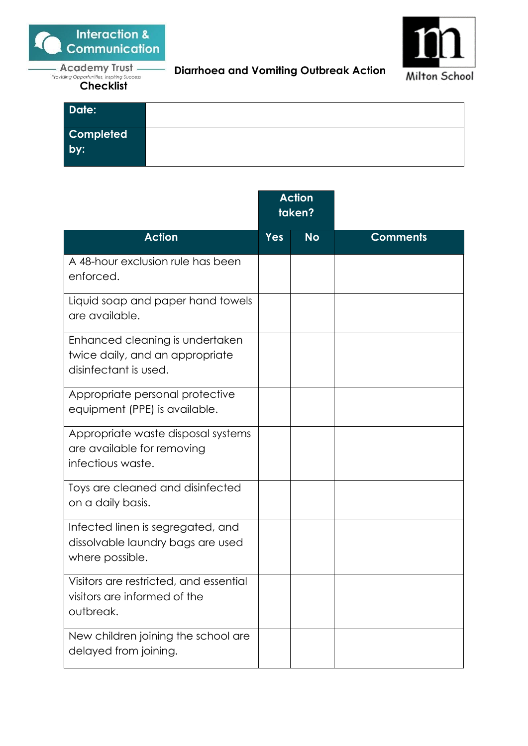Interaction & Communication Academy Trust

*Providing Opportunities, Inspiring Success*

Milton School

# Diarrhoea and Vomiting Outbreak Action Checklist

| **Date:** | |
|---|---|
| **Completed by:** | |

| **Action** | **Action taken?** | | **Comments** |
|---|---|---|---|
| | **Yes** | **No** | |
| A 48-hour exclusion rule has been enforced. | | | |
| Liquid soap and paper hand towels are available. | | | |
| Enhanced cleaning is undertaken twice daily, and an appropriate disinfectant is used. | | | |
| Appropriate personal protective equipment (PPE) is available. | | | |
| Appropriate waste disposal systems are available for removing infectious waste. | | | |
| Toys are cleaned and disinfected on a daily basis. | | | |
| Infected linen is segregated, and dissolvable laundry bags are used where possible. | | | |
| Visitors are restricted, and essential visitors are informed of the outbreak. | | | |
| New children joining the school are delayed from joining. | | | |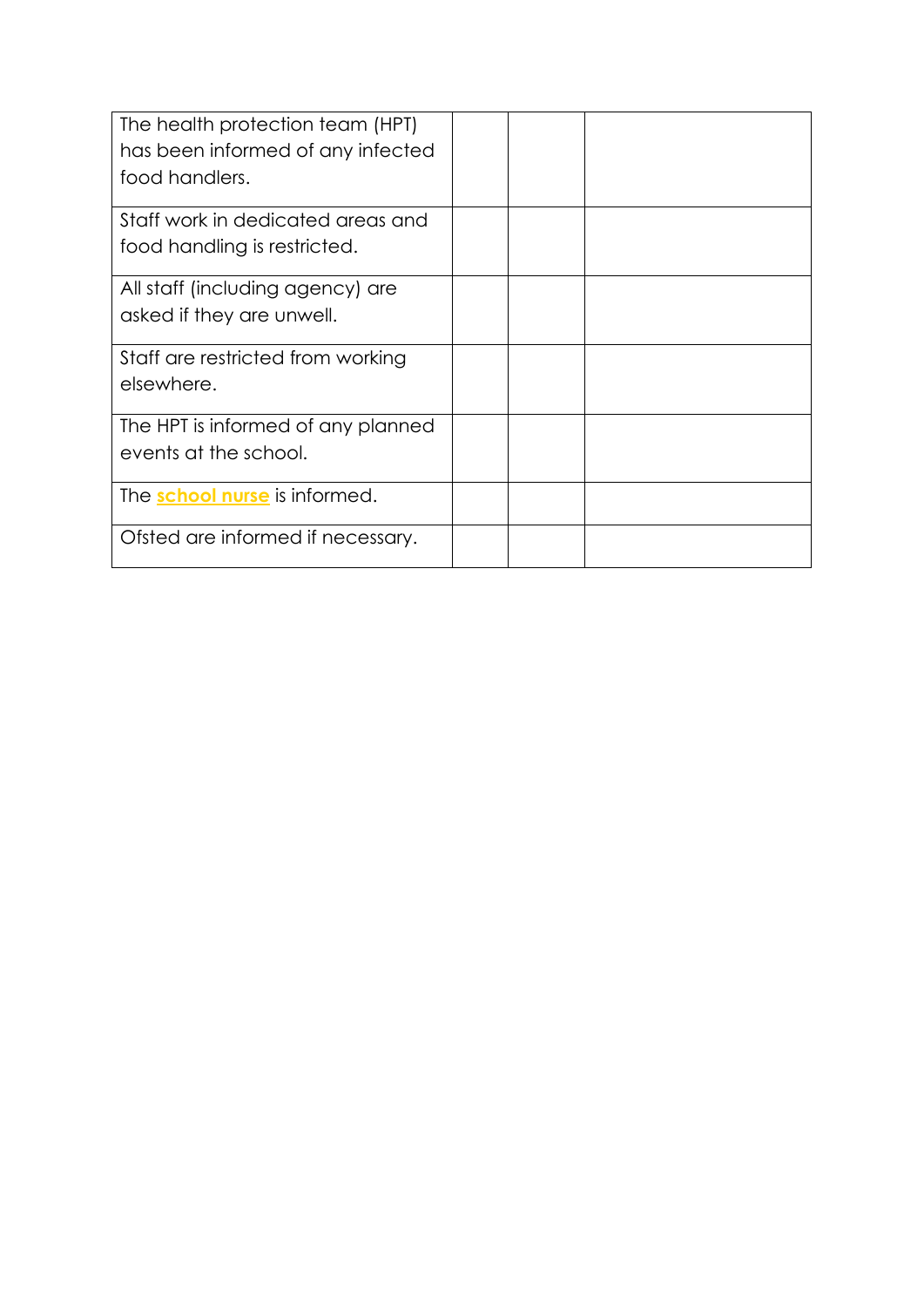| | | | |
|---|---|---|---|
| The health protection team (HPT) has been informed of any infected food handlers. | | | |
| Staff work in dedicated areas and food handling is restricted. | | | |
| All staff (including agency) are asked if they are unwell. | | | |
| Staff are restricted from working elsewhere. | | | |
| The HPT is informed of any planned events at the school. | | | |
| The **school nurse** is informed. | | | |
| Ofsted are informed if necessary. | | | |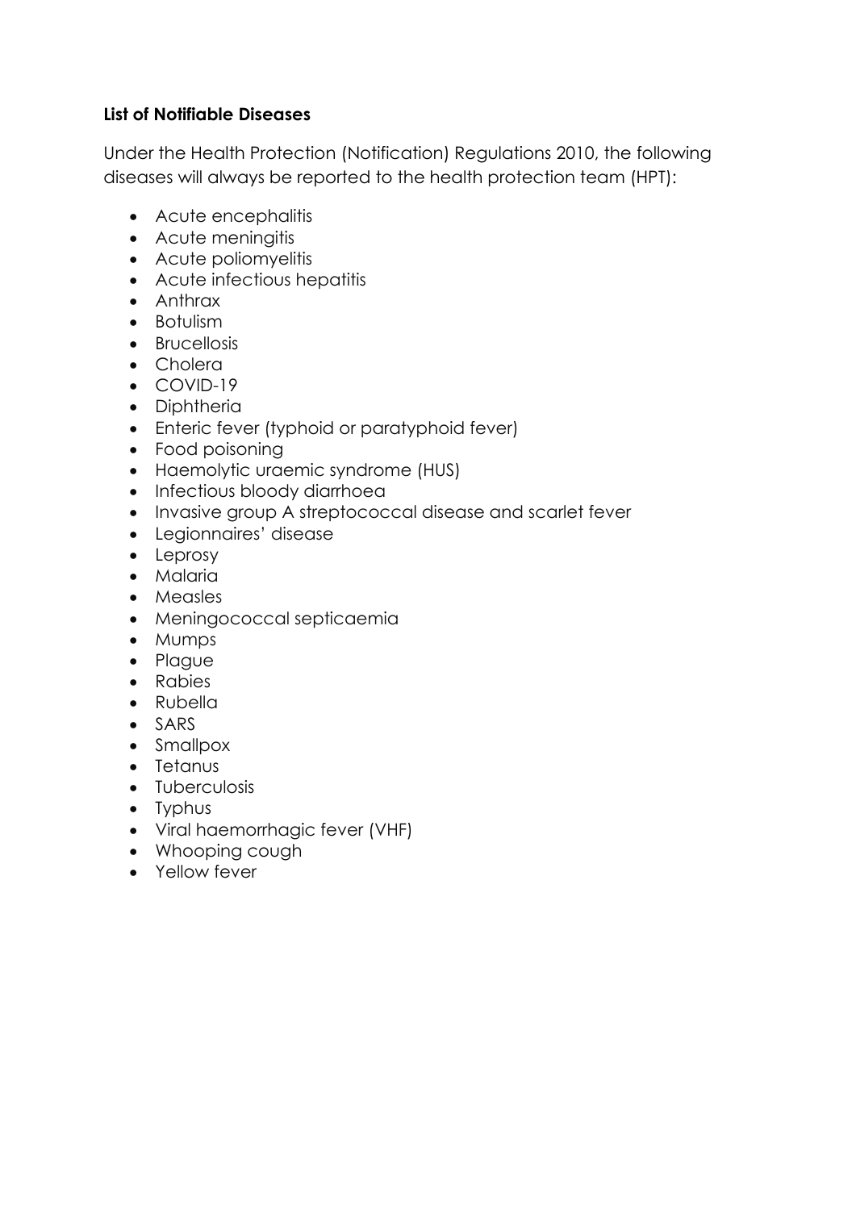**List of Notifiable Diseases**

Under the Health Protection (Notification) Regulations 2010, the following diseases will always be reported to the health protection team (HPT):

- Acute encephalitis
- Acute meningitis
- Acute poliomyelitis
- Acute infectious hepatitis
- Anthrax
- Botulism
- Brucellosis
- Cholera
- COVID-19
- Diphtheria
- Enteric fever (typhoid or paratyphoid fever)
- Food poisoning
- Haemolytic uraemic syndrome (HUS)
- Infectious bloody diarrhoea
- Invasive group A streptococcal disease and scarlet fever
- Legionnaires' disease
- Leprosy
- Malaria
- Measles
- Meningococcal septicaemia
- Mumps
- Plague
- Rabies
- Rubella
- SARS
- Smallpox
- Tetanus
- Tuberculosis
- Typhus
- Viral haemorrhagic fever (VHF)
- Whooping cough
- Yellow fever